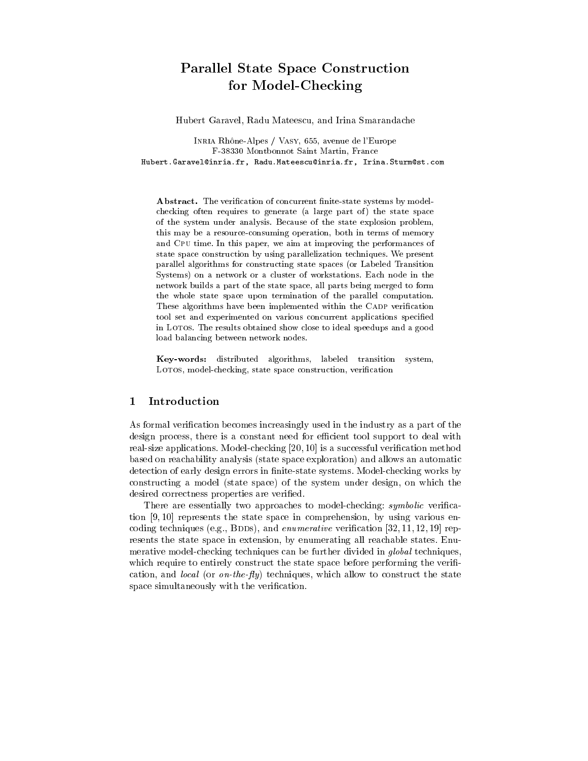# Parallel State Space Construction for Model-Checking

Hubert Garavel, Radu Mateescu, and Irina Smarandache

INRIA Rhône-Alpes / VASY, 655, avenue de l'Europe
F-38330 Montbonnot Saint Martin, France
Hubert.Garavel@inria.fr, Radu.Mateescu@inria.fr, Irina.Sturm@st.com

**Abstract.** The verification of concurrent finite-state systems by model-checking often requires to generate (a large part of) the state space of the system under analysis. Because of the state explosion problem, this may be a resource-consuming operation, both in terms of memory and CPU time. In this paper, we aim at improving the performances of state space construction by using parallelization techniques. We present parallel algorithms for constructing state spaces (or Labeled Transition Systems) on a network or a cluster of workstations. Each node in the network builds a part of the state space, all parts being merged to form the whole state space upon termination of the parallel computation. These algorithms have been implemented within the CADP verification tool set and experimented on various concurrent applications specified in LOTOS. The results obtained show close to ideal speedups and a good load balancing between network nodes.

**Key-words:** distributed algorithms, labeled transition system, LOTOS, model-checking, state space construction, verification

## 1 Introduction

As formal verification becomes increasingly used in the industry as a part of the design process, there is a constant need for efficient tool support to deal with real-size applications. Model-checking [20, 10] is a successful verification method based on reachability analysis (state space exploration) and allows an automatic detection of early design errors in finite-state systems. Model-checking works by constructing a model (state space) of the system under design, on which the desired correctness properties are verified.

There are essentially two approaches to model-checking: *symbolic* verification [9, 10] represents the state space in comprehension, by using various encoding techniques (e.g., BDDs), and *enumerative* verification [32, 11, 12, 19] represents the state space in extension, by enumerating all reachable states. Enumerative model-checking techniques can be further divided in *global* techniques, which require to entirely construct the state space before performing the verification, and *local* (or *on-the-fly*) techniques, which allow to construct the state space simultaneously with the verification.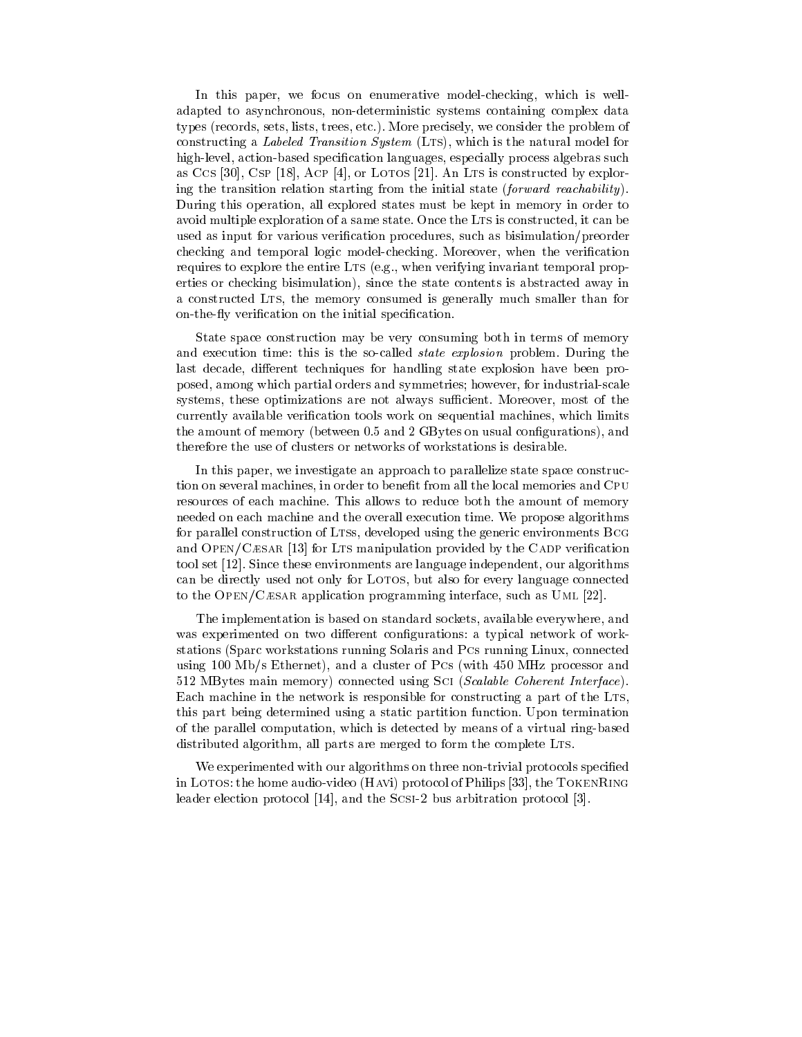In this paper, we focus on enumerative model-checking, which is well-adapted to asynchronous, non-deterministic systems containing complex data types (records, sets, lists, trees, etc.). More precisely, we consider the problem of constructing a *Labeled Transition System* (LTS), which is the natural model for high-level, action-based specification languages, especially process algebras such as CCS [30], CSP [18], ACP [4], or LOTOS [21]. An LTS is constructed by exploring the transition relation starting from the initial state (*forward reachability*). During this operation, all explored states must be kept in memory in order to avoid multiple exploration of a same state. Once the LTS is constructed, it can be used as input for various verification procedures, such as bisimulation/preorder checking and temporal logic model-checking. Moreover, when the verification requires to explore the entire LTS (e.g., when verifying invariant temporal properties or checking bisimulation), since the state contents is abstracted away in a constructed LTS, the memory consumed is generally much smaller than for on-the-fly verification on the initial specification.

State space construction may be very consuming both in terms of memory and execution time: this is the so-called *state explosion* problem. During the last decade, different techniques for handling state explosion have been proposed, among which partial orders and symmetries; however, for industrial-scale systems, these optimizations are not always sufficient. Moreover, most of the currently available verification tools work on sequential machines, which limits the amount of memory (between 0.5 and 2 GBytes on usual configurations), and therefore the use of clusters or networks of workstations is desirable.

In this paper, we investigate an approach to parallelize state space construction on several machines, in order to benefit from all the local memories and CPU resources of each machine. This allows to reduce both the amount of memory needed on each machine and the overall execution time. We propose algorithms for parallel construction of LTSs, developed using the generic environments BCG and OPEN/CÆSAR [13] for LTS manipulation provided by the CADP verification tool set [12]. Since these environments are language independent, our algorithms can be directly used not only for LOTOS, but also for every language connected to the OPEN/CÆSAR application programming interface, such as UML [22].

The implementation is based on standard sockets, available everywhere, and was experimented on two different configurations: a typical network of workstations (Sparc workstations running Solaris and PCs running Linux, connected using 100 Mb/s Ethernet), and a cluster of PCs (with 450 MHz processor and 512 MBytes main memory) connected using SCI (*Scalable Coherent Interface*). Each machine in the network is responsible for constructing a part of the LTS, this part being determined using a static partition function. Upon termination of the parallel computation, which is detected by means of a virtual ring-based distributed algorithm, all parts are merged to form the complete LTS.

We experimented with our algorithms on three non-trivial protocols specified in LOTOS: the home audio-video (HAVi) protocol of Philips [33], the TOKENRING leader election protocol [14], and the SCSI-2 bus arbitration protocol [3].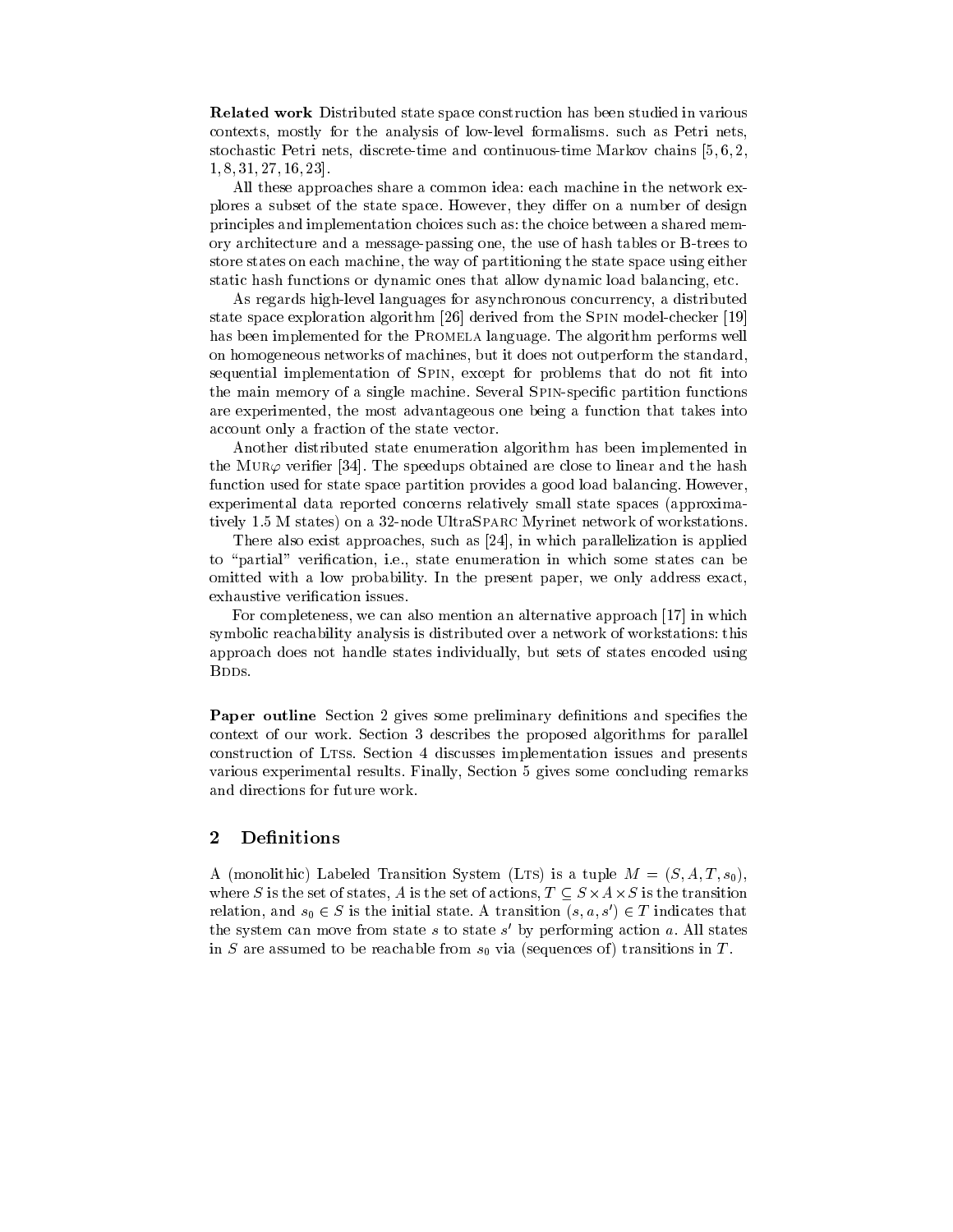**Related work** Distributed state space construction has been studied in various contexts, mostly for the analysis of low-level formalisms. such as Petri nets, stochastic Petri nets, discrete-time and continuous-time Markov chains [5, 6, 2, 1, 8, 31, 27, 16, 23].

All these approaches share a common idea: each machine in the network explores a subset of the state space. However, they differ on a number of design principles and implementation choices such as: the choice between a shared memory architecture and a message-passing one, the use of hash tables or B-trees to store states on each machine, the way of partitioning the state space using either static hash functions or dynamic ones that allow dynamic load balancing, etc.

As regards high-level languages for asynchronous concurrency, a distributed state space exploration algorithm [26] derived from the Spin model-checker [19] has been implemented for the Promela language. The algorithm performs well on homogeneous networks of machines, but it does not outperform the standard, sequential implementation of Spin, except for problems that do not fit into the main memory of a single machine. Several Spin-specific partition functions are experimented, the most advantageous one being a function that takes into account only a fraction of the state vector.

Another distributed state enumeration algorithm has been implemented in the Mur$\varphi$ verifier [34]. The speedups obtained are close to linear and the hash function used for state space partition provides a good load balancing. However, experimental data reported concerns relatively small state spaces (approximatively 1.5 M states) on a 32-node UltraSparc Myrinet network of workstations.

There also exist approaches, such as [24], in which parallelization is applied to "partial" verification, i.e., state enumeration in which some states can be omitted with a low probability. In the present paper, we only address exact, exhaustive verification issues.

For completeness, we can also mention an alternative approach [17] in which symbolic reachability analysis is distributed over a network of workstations: this approach does not handle states individually, but sets of states encoded using Bdds.

**Paper outline** Section 2 gives some preliminary definitions and specifies the context of our work. Section 3 describes the proposed algorithms for parallel construction of Ltss. Section 4 discusses implementation issues and presents various experimental results. Finally, Section 5 gives some concluding remarks and directions for future work.

## 2 Definitions

A (monolithic) Labeled Transition System (Lts) is a tuple $M = (S, A, T, s_0)$, where $S$ is the set of states, $A$ is the set of actions, $T \subseteq S \times A \times S$ is the transition relation, and $s_0 \in S$ is the initial state. A transition $(s, a, s') \in T$ indicates that the system can move from state $s$ to state $s'$ by performing action $a$. All states in $S$ are assumed to be reachable from $s_0$ via (sequences of) transitions in $T$.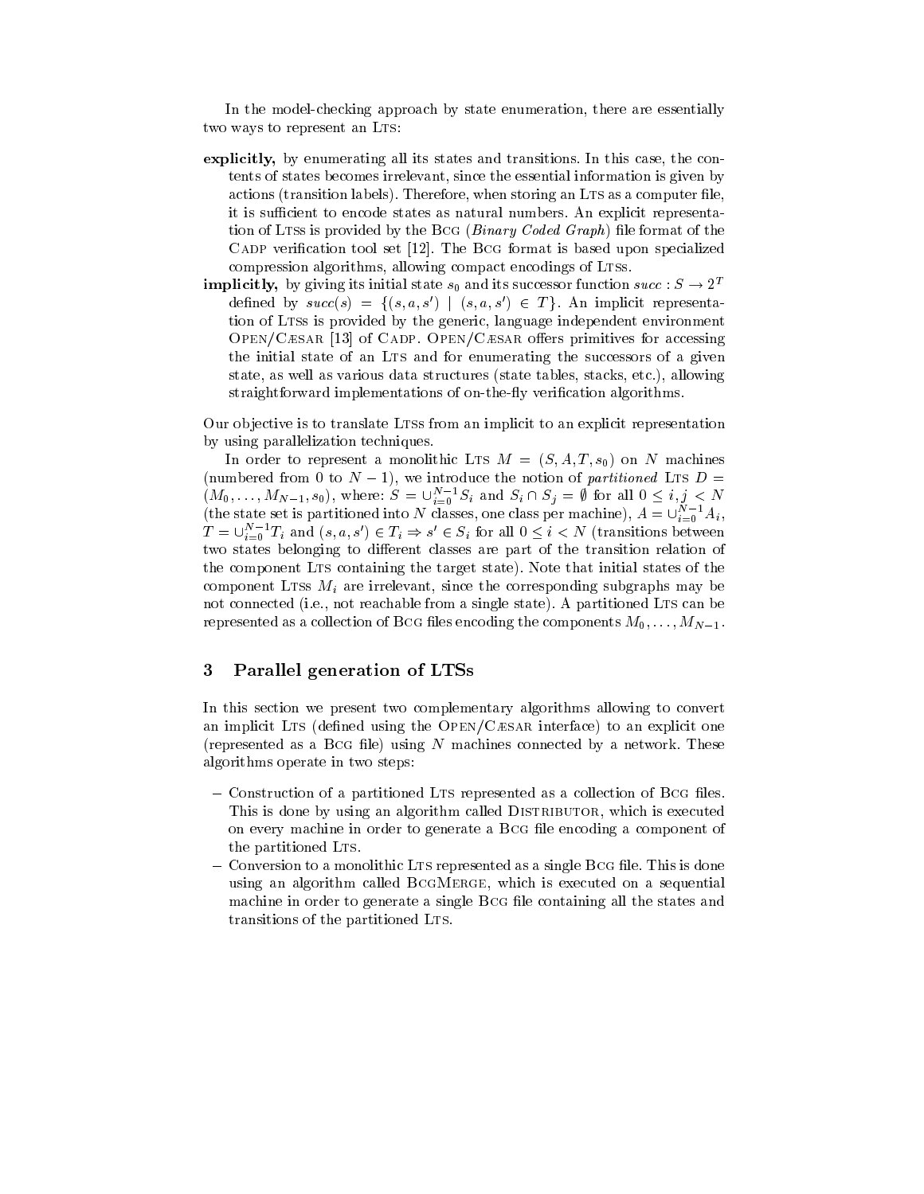In the model-checking approach by state enumeration, there are essentially two ways to represent an LTS:

**explicitly,** by enumerating all its states and transitions. In this case, the contents of states becomes irrelevant, since the essential information is given by actions (transition labels). Therefore, when storing an LTS as a computer file, it is sufficient to encode states as natural numbers. An explicit representation of LTSs is provided by the BCG (*Binary Coded Graph*) file format of the CADP verification tool set [12]. The BCG format is based upon specialized compression algorithms, allowing compact encodings of LTSs.

**implicitly,** by giving its initial state $s_0$ and its successor function $succ : S \rightarrow 2^T$ defined by $succ(s) = \{(s, a, s') \mid (s, a, s') \in T\}$. An implicit representation of LTSs is provided by the generic, language independent environment OPEN/CÆSAR [13] of CADP. OPEN/CÆSAR offers primitives for accessing the initial state of an LTS and for enumerating the successors of a given state, as well as various data structures (state tables, stacks, etc.), allowing straightforward implementations of on-the-fly verification algorithms.

Our objective is to translate LTSs from an implicit to an explicit representation by using parallelization techniques.

In order to represent a monolithic LTS $M = (S, A, T, s_0)$ on $N$ machines (numbered from 0 to $N-1$), we introduce the notion of *partitioned* LTS $D = (M_0, \ldots, M_{N-1}, s_0)$, where: $S = \cup_{i=0}^{N-1} S_i$ and $S_i \cap S_j = \emptyset$ for all $0 \leq i, j < N$ (the state set is partitioned into $N$ classes, one class per machine), $A = \cup_{i=0}^{N-1} A_i$, $T = \cup_{i=0}^{N-1} T_i$ and $(s, a, s') \in T_i \Rightarrow s' \in S_i$ for all $0 \leq i < N$ (transitions between two states belonging to different classes are part of the transition relation of the component LTS containing the target state). Note that initial states of the component LTSs $M_i$ are irrelevant, since the corresponding subgraphs may be not connected (i.e., not reachable from a single state). A partitioned LTS can be represented as a collection of BCG files encoding the components $M_0, \ldots, M_{N-1}$.

## 3 Parallel generation of LTSs

In this section we present two complementary algorithms allowing to convert an implicit LTS (defined using the OPEN/CÆSAR interface) to an explicit one (represented as a BCG file) using $N$ machines connected by a network. These algorithms operate in two steps:

- Construction of a partitioned LTS represented as a collection of BCG files. This is done by using an algorithm called DISTRIBUTOR, which is executed on every machine in order to generate a BCG file encoding a component of the partitioned LTS.
- Conversion to a monolithic LTS represented as a single BCG file. This is done using an algorithm called BCGMERGE, which is executed on a sequential machine in order to generate a single BCG file containing all the states and transitions of the partitioned LTS.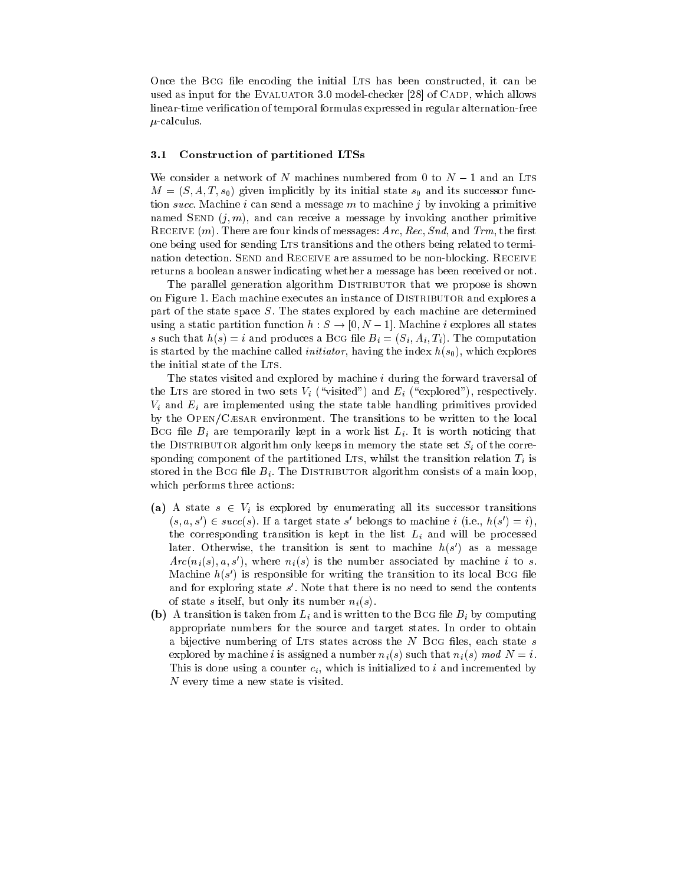Once the BCG file encoding the initial LTS has been constructed, it can be used as input for the EVALUATOR 3.0 model-checker [28] of CADP, which allows linear-time verification of temporal formulas expressed in regular alternation-free $\mu$-calculus.

### 3.1 Construction of partitioned LTSs

We consider a network of $N$ machines numbered from 0 to $N-1$ and an LTS $M = (S, A, T, s_0)$ given implicitly by its initial state $s_0$ and its successor function *succ*. Machine $i$ can send a message $m$ to machine $j$ by invoking a primitive named SEND $(j, m)$, and can receive a message by invoking another primitive RECEIVE $(m)$. There are four kinds of messages: *Arc*, *Rec*, *Snd*, and *Trm*, the first one being used for sending LTS transitions and the others being related to termination detection. SEND and RECEIVE are assumed to be non-blocking. RECEIVE returns a boolean answer indicating whether a message has been received or not.

The parallel generation algorithm DISTRIBUTOR that we propose is shown on Figure 1. Each machine executes an instance of DISTRIBUTOR and explores a part of the state space $S$. The states explored by each machine are determined using a static partition function $h : S \to [0, N-1]$. Machine $i$ explores all states $s$ such that $h(s) = i$ and produces a BCG file $B_i = (S_i, A_i, T_i)$. The computation is started by the machine called *initiator*, having the index $h(s_0)$, which explores the initial state of the LTS.

The states visited and explored by machine $i$ during the forward traversal of the LTS are stored in two sets $V_i$ ("visited") and $E_i$ ("explored"), respectively. $V_i$ and $E_i$ are implemented using the state table handling primitives provided by the OPEN/CÆSAR environment. The transitions to be written to the local BCG file $B_i$ are temporarily kept in a work list $L_i$. It is worth noticing that the DISTRIBUTOR algorithm only keeps in memory the state set $S_i$ of the corresponding component of the partitioned LTS, whilst the transition relation $T_i$ is stored in the BCG file $B_i$. The DISTRIBUTOR algorithm consists of a main loop, which performs three actions:

- **(a)** A state $s \in V_i$ is explored by enumerating all its successor transitions $(s, a, s') \in succ(s)$. If a target state $s'$ belongs to machine $i$ (i.e., $h(s') = i$), the corresponding transition is kept in the list $L_i$ and will be processed later. Otherwise, the transition is sent to machine $h(s')$ as a message $Arc(n_i(s), a, s')$, where $n_i(s)$ is the number associated by machine $i$ to $s$. Machine $h(s')$ is responsible for writing the transition to its local BCG file and for exploring state $s'$. Note that there is no need to send the contents of state $s$ itself, but only its number $n_i(s)$.
- **(b)** A transition is taken from $L_i$ and is written to the BCG file $B_i$ by computing appropriate numbers for the source and target states. In order to obtain a bijective numbering of LTS states across the $N$ BCG files, each state $s$ explored by machine $i$ is assigned a number $n_i(s)$ such that $n_i(s) \bmod N = i$. This is done using a counter $c_i$, which is initialized to $i$ and incremented by $N$ every time a new state is visited.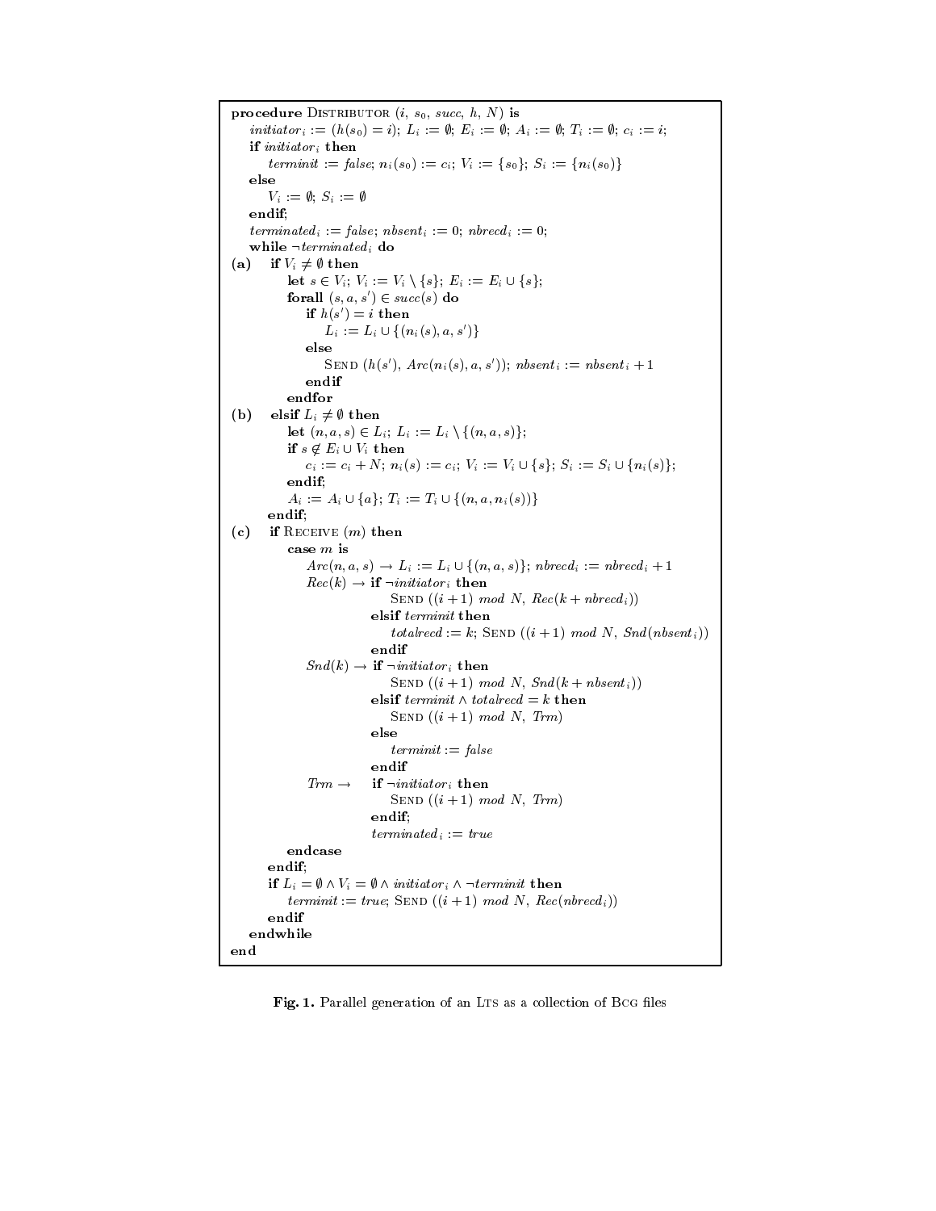```
procedure DISTRIBUTOR (i, s0, succ, h, N) is
   initiator_i := (h(s0) = i); L_i := ∅; E_i := ∅; A_i := ∅; T_i := ∅; c_i := i;
   if initiator_i then
      terminit := false; n_i(s0) := c_i; V_i := {s0}; S_i := {n_i(s0)}
   else
      V_i := ∅; S_i := ∅
   endif;
   terminated_i := false; nbsent_i := 0; nbrecd_i := 0;
   while ¬terminated_i do
(a)   if V_i ≠ ∅ then
         let s ∈ V_i; V_i := V_i \ {s}; E_i := E_i ∪ {s};
         forall (s, a, s') ∈ succ(s) do
            if h(s') = i then
               L_i := L_i ∪ {(n_i(s), a, s')}
            else
               SEND (h(s'), Arc(n_i(s), a, s')); nbsent_i := nbsent_i + 1
            endif
         endfor
(b)   elsif L_i ≠ ∅ then
         let (n, a, s) ∈ L_i; L_i := L_i \ {(n, a, s)};
         if s ∉ E_i ∪ V_i then
            c_i := c_i + N; n_i(s) := c_i; V_i := V_i ∪ {s}; S_i := S_i ∪ {n_i(s)};
         endif;
         A_i := A_i ∪ {a}; T_i := T_i ∪ {(n, a, n_i(s))}
      endif;
(c)   if RECEIVE (m) then
         case m is
            Arc(n, a, s) → L_i := L_i ∪ {(n, a, s)}; nbrecd_i := nbrecd_i + 1
            Rec(k) → if ¬initiator_i then
                        SEND ((i + 1) mod N, Rec(k + nbrecd_i))
                     elsif terminit then
                        totalrecd := k; SEND ((i + 1) mod N, Snd(nbsent_i))
                     endif
            Snd(k) → if ¬initiator_i then
                        SEND ((i + 1) mod N, Snd(k + nbsent_i))
                     elsif terminit ∧ totalrecd = k then
                        SEND ((i + 1) mod N, Trm)
                     else
                        terminit := false
                     endif
            Trm →    if ¬initiator_i then
                        SEND ((i + 1) mod N, Trm)
                     endif;
                     terminated_i := true
         endcase
      endif;
      if L_i = ∅ ∧ V_i = ∅ ∧ initiator_i ∧ ¬terminit then
         terminit := true; SEND ((i + 1) mod N, Rec(nbrecd_i))
      endif
   endwhile
end
```

**Fig. 1.** Parallel generation of an LTS as a collection of BCG files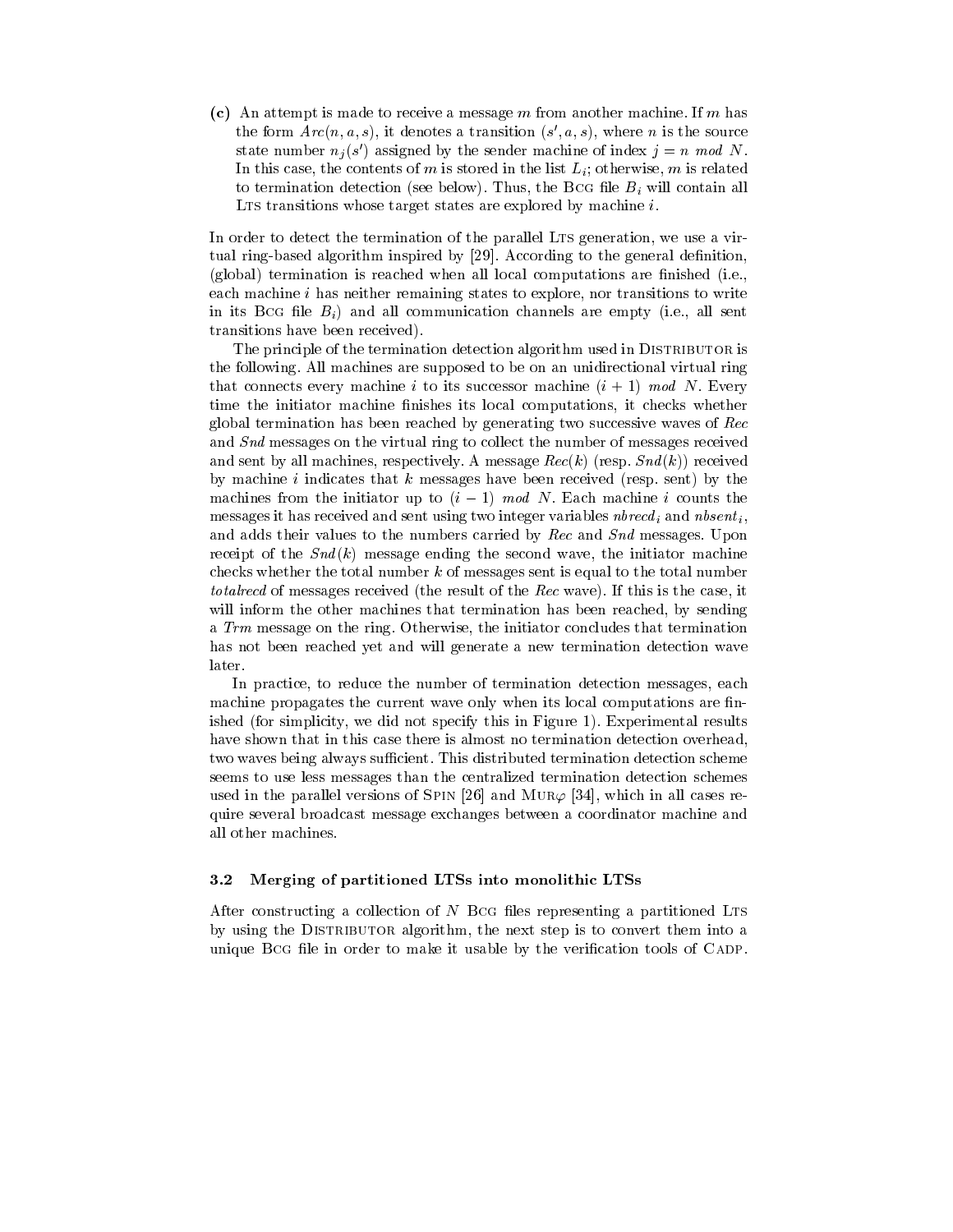**(c)** An attempt is made to receive a message $m$ from another machine. If $m$ has the form $Arc(n, a, s)$, it denotes a transition $(s', a, s)$, where $n$ is the source state number $n_j(s')$ assigned by the sender machine of index $j = n \ mod \ N$. In this case, the contents of $m$ is stored in the list $L_i$; otherwise, $m$ is related to termination detection (see below). Thus, the BCG file $B_i$ will contain all LTS transitions whose target states are explored by machine $i$.

In order to detect the termination of the parallel LTS generation, we use a virtual ring-based algorithm inspired by [29]. According to the general definition, (global) termination is reached when all local computations are finished (i.e., each machine $i$ has neither remaining states to explore, nor transitions to write in its BCG file $B_i$) and all communication channels are empty (i.e., all sent transitions have been received).

The principle of the termination detection algorithm used in DISTRIBUTOR is the following. All machines are supposed to be on an unidirectional virtual ring that connects every machine $i$ to its successor machine $(i + 1) \ mod \ N$. Every time the initiator machine finishes its local computations, it checks whether global termination has been reached by generating two successive waves of *Rec* and *Snd* messages on the virtual ring to collect the number of messages received and sent by all machines, respectively. A message $Rec(k)$ (resp. $Snd(k)$) received by machine $i$ indicates that $k$ messages have been received (resp. sent) by the machines from the initiator up to $(i - 1) \ mod \ N$. Each machine $i$ counts the messages it has received and sent using two integer variables $nbrecd_i$ and $nbsent_i$, and adds their values to the numbers carried by *Rec* and *Snd* messages. Upon receipt of the $Snd(k)$ message ending the second wave, the initiator machine checks whether the total number $k$ of messages sent is equal to the total number *totalrecd* of messages received (the result of the *Rec* wave). If this is the case, it will inform the other machines that termination has been reached, by sending a *Trm* message on the ring. Otherwise, the initiator concludes that termination has not been reached yet and will generate a new termination detection wave later.

In practice, to reduce the number of termination detection messages, each machine propagates the current wave only when its local computations are finished (for simplicity, we did not specify this in Figure 1). Experimental results have shown that in this case there is almost no termination detection overhead, two waves being always sufficient. This distributed termination detection scheme seems to use less messages than the centralized termination detection schemes used in the parallel versions of SPIN [26] and MUR$\varphi$ [34], which in all cases require several broadcast message exchanges between a coordinator machine and all other machines.

### 3.2 Merging of partitioned LTSs into monolithic LTSs

After constructing a collection of $N$ BCG files representing a partitioned LTS by using the DISTRIBUTOR algorithm, the next step is to convert them into a unique BCG file in order to make it usable by the verification tools of CADP.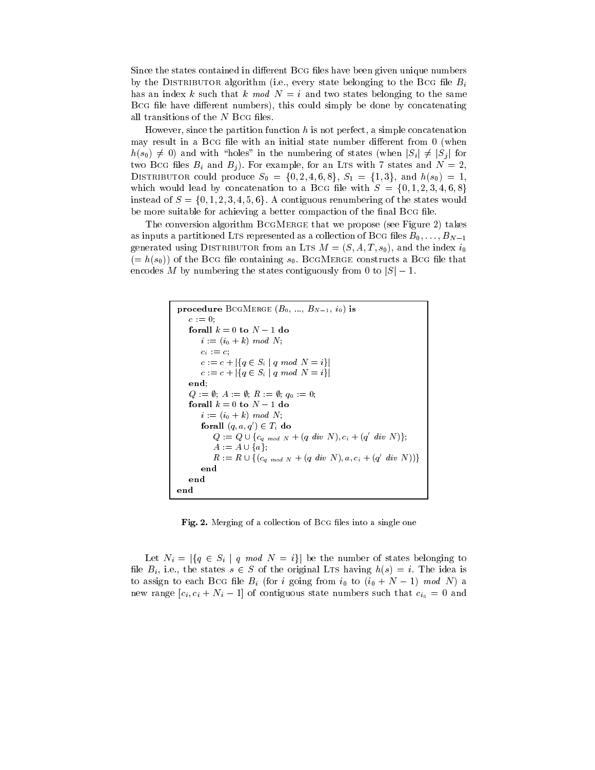Since the states contained in different BCG files have been given unique numbers by the DISTRIBUTOR algorithm (i.e., every state belonging to the BCG file $B_i$ has an index $k$ such that $k \ mod \ N = i$ and two states belonging to the same BCG file have different numbers), this could simply be done by concatenating all transitions of the $N$ BCG files.

However, since the partition function $h$ is not perfect, a simple concatenation may result in a BCG file with an initial state number different from 0 (when $h(s_0) \neq 0$) and with "holes" in the numbering of states (when $|S_i| \neq |S_j|$ for two BCG files $B_i$ and $B_j$). For example, for an LTS with 7 states and $N = 2$, DISTRIBUTOR could produce $S_0 = \{0, 2, 4, 6, 8\}$, $S_1 = \{1, 3\}$, and $h(s_0) = 1$, which would lead by concatenation to a BCG file with $S = \{0, 1, 2, 3, 4, 6, 8\}$ instead of $S = \{0, 1, 2, 3, 4, 5, 6\}$. A contiguous renumbering of the states would be more suitable for achieving a better compaction of the final BCG file.

The conversion algorithm BCGMERGE that we propose (see Figure 2) takes as inputs a partitioned LTS represented as a collection of BCG files $B_0, \ldots, B_{N-1}$ generated using DISTRIBUTOR from an LTS $M = (S, A, T, s_0)$, and the index $i_0$ ($= h(s_0)$) of the BCG file containing $s_0$. BCGMERGE constructs a BCG file that encodes $M$ by numbering the states contiguously from 0 to $|S| - 1$.

```
procedure BcgMerge (B_0, ..., B_{N-1}, i_0) is
    c := 0;
    forall k = 0 to N - 1 do
        i := (i_0 + k) mod N;
        c_i := c;
        c := c + |{q ∈ S_i | q mod N = i}|
        c := c + |{q ∈ S_i | q mod N = i}|
    end;
    Q := ∅; A := ∅; R := ∅; q_0 := 0;
    forall k = 0 to N - 1 do
        i := (i_0 + k) mod N;
        forall (q, a, q') ∈ T_i do
            Q := Q ∪ {c_{q mod N} + (q div N), c_i + (q' div N)};
            A := A ∪ {a};
            R := R ∪ {(c_{q mod N} + (q div N), a, c_i + (q' div N))}
        end
    end
end
```

**Fig. 2.** Merging of a collection of BCG files into a single one

Let $N_i = |\{q \in S_i \mid q \ mod \ N = i\}|$ be the number of states belonging to file $B_i$, i.e., the states $s \in S$ of the original LTS having $h(s) = i$. The idea is to assign to each BCG file $B_i$ (for $i$ going from $i_0$ to $(i_0 + N - 1) \ mod \ N$) a new range $[c_i, c_i + N_i - 1]$ of contiguous state numbers such that $c_{i_0} = 0$ and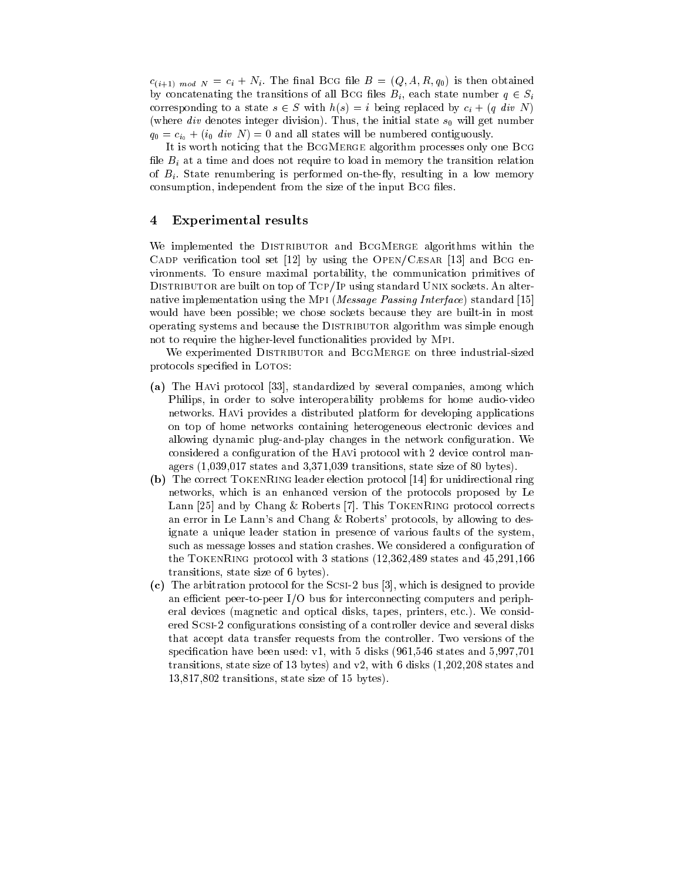$c_{(i+1) \ mod \ N} = c_i + N_i$. The final BCG file $B = (Q, A, R, q_0)$ is then obtained by concatenating the transitions of all BCG files $B_i$, each state number $q \in S_i$ corresponding to a state $s \in S$ with $h(s) = i$ being replaced by $c_i + (q \ div \ N)$ (where $div$ denotes integer division). Thus, the initial state $s_0$ will get number $q_0 = c_{i_0} + (i_0 \ div \ N) = 0$ and all states will be numbered contiguously.

It is worth noticing that the BCGMERGE algorithm processes only one BCG file $B_i$ at a time and does not require to load in memory the transition relation of $B_i$. State renumbering is performed on-the-fly, resulting in a low memory consumption, independent from the size of the input BCG files.

## 4 Experimental results

We implemented the DISTRIBUTOR and BCGMERGE algorithms within the CADP verification tool set [12] by using the OPEN/CÆSAR [13] and BCG environments. To ensure maximal portability, the communication primitives of DISTRIBUTOR are built on top of TCP/IP using standard UNIX sockets. An alternative implementation using the MPI (*Message Passing Interface*) standard [15] would have been possible; we chose sockets because they are built-in in most operating systems and because the DISTRIBUTOR algorithm was simple enough not to require the higher-level functionalities provided by MPI.

We experimented DISTRIBUTOR and BCGMERGE on three industrial-sized protocols specified in LOTOS:

**(a)** The HAVi protocol [33], standardized by several companies, among which Philips, in order to solve interoperability problems for home audio-video networks. HAVi provides a distributed platform for developing applications on top of home networks containing heterogeneous electronic devices and allowing dynamic plug-and-play changes in the network configuration. We considered a configuration of the HAVi protocol with 2 device control managers (1,039,017 states and 3,371,039 transitions, state size of 80 bytes).

**(b)** The correct TOKENRING leader election protocol [14] for unidirectional ring networks, which is an enhanced version of the protocols proposed by Le Lann [25] and by Chang & Roberts [7]. This TOKENRING protocol corrects an error in Le Lann's and Chang & Roberts' protocols, by allowing to designate a unique leader station in presence of various faults of the system, such as message losses and station crashes. We considered a configuration of the TOKENRING protocol with 3 stations (12,362,489 states and 45,291,166 transitions, state size of 6 bytes).

**(c)** The arbitration protocol for the SCSI-2 bus [3], which is designed to provide an efficient peer-to-peer I/O bus for interconnecting computers and peripheral devices (magnetic and optical disks, tapes, printers, etc.). We considered SCSI-2 configurations consisting of a controller device and several disks that accept data transfer requests from the controller. Two versions of the specification have been used: v1, with 5 disks (961,546 states and 5,997,701 transitions, state size of 13 bytes) and v2, with 6 disks (1,202,208 states and 13,817,802 transitions, state size of 15 bytes).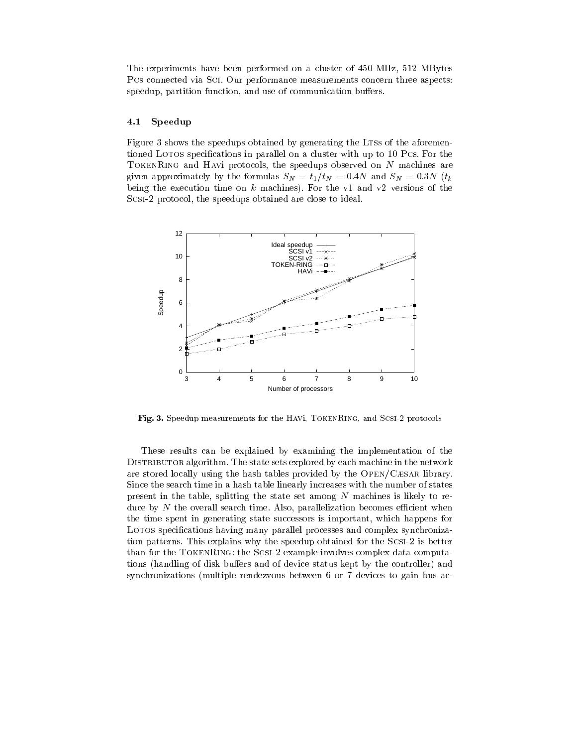The experiments have been performed on a cluster of 450 MHz, 512 MBytes PCs connected via SCI. Our performance measurements concern three aspects: speedup, partition function, and use of communication buffers.

### 4.1 Speedup

Figure 3 shows the speedups obtained by generating the LTSs of the aforementioned LOTOS specifications in parallel on a cluster with up to 10 PCs. For the TOKENRING and HAVi protocols, the speedups observed on $N$ machines are given approximately by the formulas $S_N = t_1/t_N = 0.4N$ and $S_N = 0.3N$ ($t_k$ being the execution time on $k$ machines). For the v1 and v2 versions of the SCSI-2 protocol, the speedups obtained are close to ideal.

**Fig. 3.** Speedup measurements for the HAVi, TOKENRING, and SCSI-2 protocols

These results can be explained by examining the implementation of the DISTRIBUTOR algorithm. The state sets explored by each machine in the network are stored locally using the hash tables provided by the OPEN/CÆSAR library. Since the search time in a hash table linearly increases with the number of states present in the table, splitting the state set among $N$ machines is likely to reduce by $N$ the overall search time. Also, parallelization becomes efficient when the time spent in generating state successors is important, which happens for LOTOS specifications having many parallel processes and complex synchronization patterns. This explains why the speedup obtained for the SCSI-2 is better than for the TOKENRING: the SCSI-2 example involves complex data computations (handling of disk buffers and of device status kept by the controller) and synchronizations (multiple rendezvous between 6 or 7 devices to gain bus ac-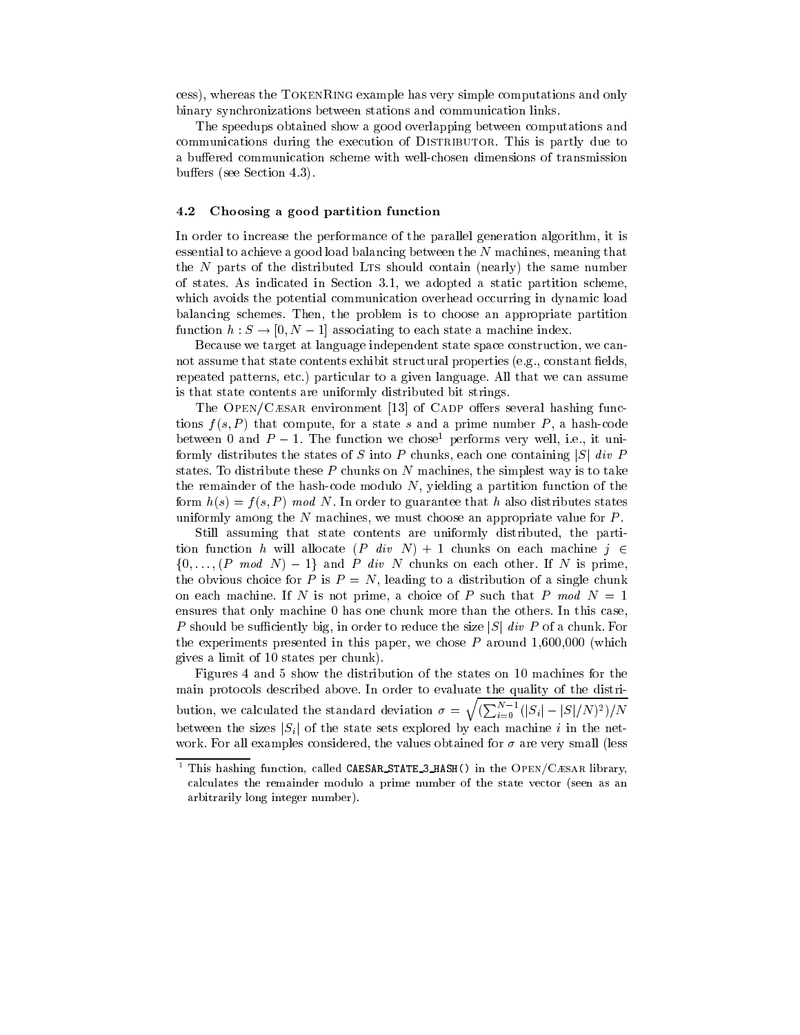cess), whereas the TokenRing example has very simple computations and only binary synchronizations between stations and communication links.

The speedups obtained show a good overlapping between computations and communications during the execution of Distributor. This is partly due to a buffered communication scheme with well-chosen dimensions of transmission buffers (see Section 4.3).

### 4.2 Choosing a good partition function

In order to increase the performance of the parallel generation algorithm, it is essential to achieve a good load balancing between the $N$ machines, meaning that the $N$ parts of the distributed Lts should contain (nearly) the same number of states. As indicated in Section 3.1, we adopted a static partition scheme, which avoids the potential communication overhead occurring in dynamic load balancing schemes. Then, the problem is to choose an appropriate partition function $h : S \to [0, N-1]$ associating to each state a machine index.

Because we target at language independent state space construction, we cannot assume that state contents exhibit structural properties (e.g., constant fields, repeated patterns, etc.) particular to a given language. All that we can assume is that state contents are uniformly distributed bit strings.

The Open/Cæsar environment [13] of Cadp offers several hashing functions $f(s, P)$ that compute, for a state $s$ and a prime number $P$, a hash-code between 0 and $P - 1$. The function we chose[1] performs very well, i.e., it uniformly distributes the states of $S$ into $P$ chunks, each one containing $|S|$ *div* $P$ states. To distribute these $P$ chunks on $N$ machines, the simplest way is to take the remainder of the hash-code modulo $N$, yielding a partition function of the form $h(s) = f(s, P)$ *mod* $N$. In order to guarantee that $h$ also distributes states uniformly among the $N$ machines, we must choose an appropriate value for $P$.

Still assuming that state contents are uniformly distributed, the partition function $h$ will allocate $(P$ *div* $N) + 1$ chunks on each machine $j \in \{0, \ldots, (P$ *mod* $N) - 1\}$ and $P$ *div* $N$ chunks on each other. If $N$ is prime, the obvious choice for $P$ is $P = N$, leading to a distribution of a single chunk on each machine. If $N$ is not prime, a choice of $P$ such that $P$ *mod* $N = 1$ ensures that only machine 0 has one chunk more than the others. In this case, $P$ should be sufficiently big, in order to reduce the size $|S|$ *div* $P$ of a chunk. For the experiments presented in this paper, we chose $P$ around 1,600,000 (which gives a limit of 10 states per chunk).

Figures 4 and 5 show the distribution of the states on 10 machines for the main protocols described above. In order to evaluate the quality of the distribution, we calculated the standard deviation $\sigma = \sqrt{(\sum_{i=0}^{N-1} (|S_i| - |S|/N)^2)/N}$ between the sizes $|S_i|$ of the state sets explored by each machine $i$ in the network. For all examples considered, the values obtained for $\sigma$ are very small (less

[1] This hashing function, called `CAESAR_STATE_3_HASH()` in the Open/Cæsar library, calculates the remainder modulo a prime number of the state vector (seen as an arbitrarily long integer number).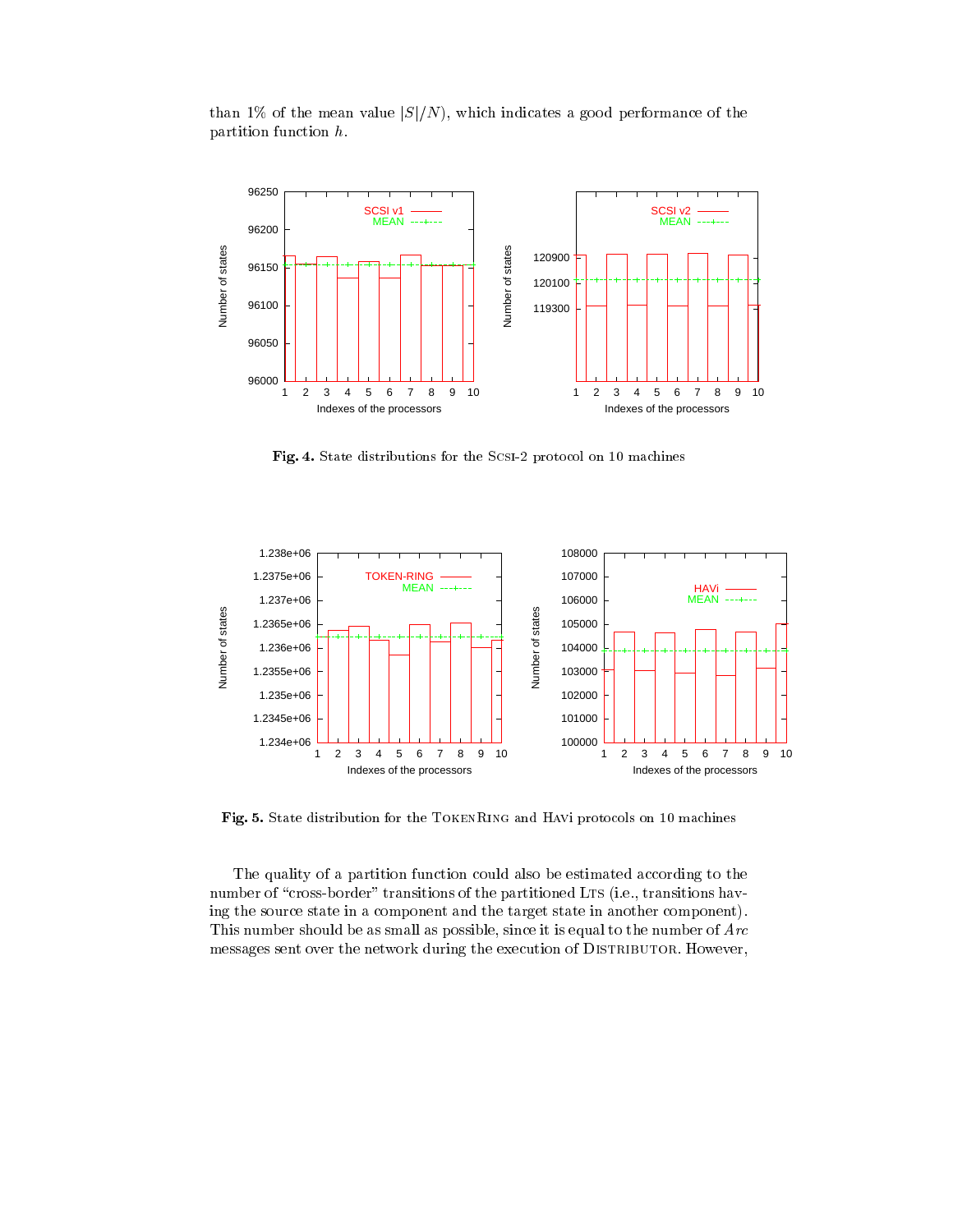than 1% of the mean value $|S|/N$), which indicates a good performance of the partition function $h$.

**Fig. 4.** State distributions for the SCSI-2 protocol on 10 machines

**Fig. 5.** State distribution for the TOKENRING and HAVi protocols on 10 machines

The quality of a partition function could also be estimated according to the number of "cross-border" transitions of the partitioned LTS (i.e., transitions having the source state in a component and the target state in another component). This number should be as small as possible, since it is equal to the number of *Arc* messages sent over the network during the execution of DISTRIBUTOR. However,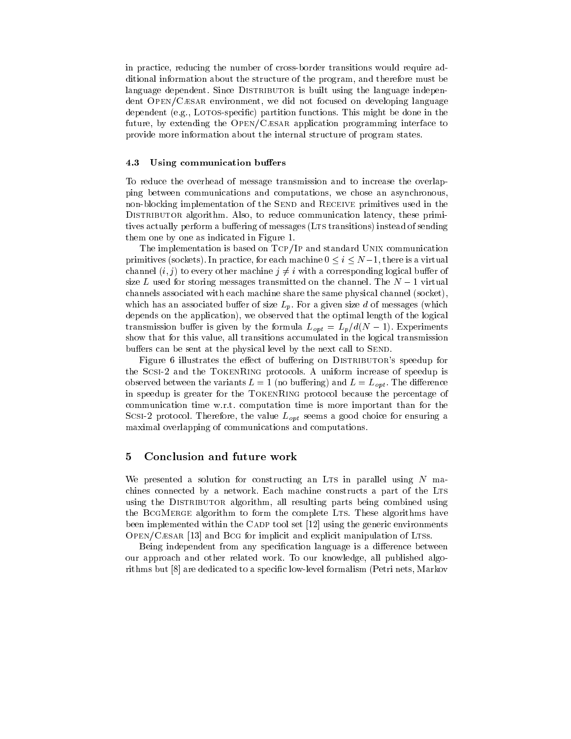in practice, reducing the number of cross-border transitions would require additional information about the structure of the program, and therefore must be language dependent. Since DISTRIBUTOR is built using the language independent OPEN/CÆSAR environment, we did not focused on developing language dependent (e.g., LOTOS-specific) partition functions. This might be done in the future, by extending the OPEN/CÆSAR application programming interface to provide more information about the internal structure of program states.

### 4.3 Using communication buffers

To reduce the overhead of message transmission and to increase the overlapping between communications and computations, we chose an asynchronous, non-blocking implementation of the SEND and RECEIVE primitives used in the DISTRIBUTOR algorithm. Also, to reduce communication latency, these primitives actually perform a buffering of messages (LTS transitions) instead of sending them one by one as indicated in Figure 1.

The implementation is based on TCP/IP and standard UNIX communication primitives (sockets). In practice, for each machine $0 \leq i \leq N-1$, there is a virtual channel $(i, j)$ to every other machine $j \neq i$ with a corresponding logical buffer of size $L$ used for storing messages transmitted on the channel. The $N-1$ virtual channels associated with each machine share the same physical channel (socket), which has an associated buffer of size $L_p$. For a given size $d$ of messages (which depends on the application), we observed that the optimal length of the logical transmission buffer is given by the formula $L_{opt} = L_p / d(N-1)$. Experiments show that for this value, all transitions accumulated in the logical transmission buffers can be sent at the physical level by the next call to SEND.

Figure 6 illustrates the effect of buffering on DISTRIBUTOR's speedup for the SCSI-2 and the TOKENRING protocols. A uniform increase of speedup is observed between the variants $L = 1$ (no buffering) and $L = L_{opt}$. The difference in speedup is greater for the TOKENRING protocol because the percentage of communication time w.r.t. computation time is more important than for the SCSI-2 protocol. Therefore, the value $L_{opt}$ seems a good choice for ensuring a maximal overlapping of communications and computations.

## 5 Conclusion and future work

We presented a solution for constructing an LTS in parallel using $N$ machines connected by a network. Each machine constructs a part of the LTS using the DISTRIBUTOR algorithm, all resulting parts being combined using the BCGMERGE algorithm to form the complete LTS. These algorithms have been implemented within the CADP tool set [12] using the generic environments OPEN/CÆSAR [13] and BCG for implicit and explicit manipulation of LTSs.

Being independent from any specification language is a difference between our approach and other related work. To our knowledge, all published algorithms but [8] are dedicated to a specific low-level formalism (Petri nets, Markov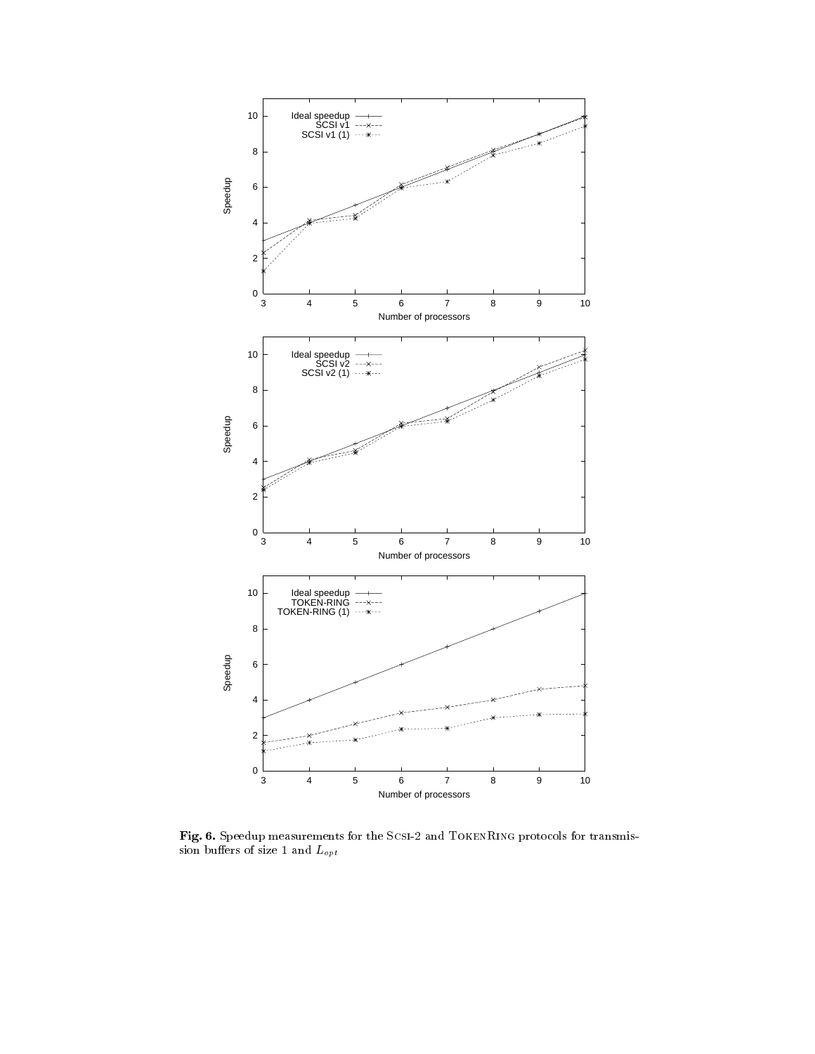**Fig. 6.** Speedup measurements for the SCSI-2 and TOKENRING protocols for transmission buffers of size 1 and $L_{opt}$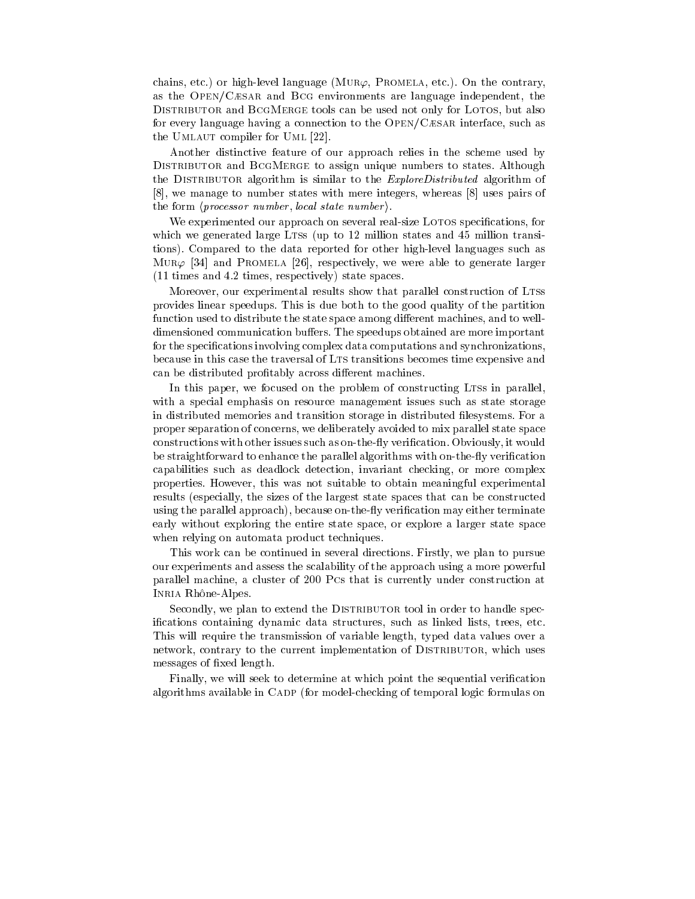chains, etc.) or high-level language (Mur$\varphi$, Promela, etc.). On the contrary, as the Open/Cæsar and Bcg environments are language independent, the Distributor and BcgMerge tools can be used not only for Lotos, but also for every language having a connection to the Open/Cæsar interface, such as the Umlaut compiler for Uml [22].

Another distinctive feature of our approach relies in the scheme used by Distributor and BcgMerge to assign unique numbers to states. Although the Distributor algorithm is similar to the *ExploreDistributed* algorithm of [8], we manage to number states with mere integers, whereas [8] uses pairs of the form ⟨*processor number*, *local state number*⟩.

We experimented our approach on several real-size Lotos specifications, for which we generated large Ltss (up to 12 million states and 45 million transitions). Compared to the data reported for other high-level languages such as Mur$\varphi$ [34] and Promela [26], respectively, we were able to generate larger (11 times and 4.2 times, respectively) state spaces.

Moreover, our experimental results show that parallel construction of Ltss provides linear speedups. This is due both to the good quality of the partition function used to distribute the state space among different machines, and to well-dimensioned communication buffers. The speedups obtained are more important for the specifications involving complex data computations and synchronizations, because in this case the traversal of Lts transitions becomes time expensive and can be distributed profitably across different machines.

In this paper, we focused on the problem of constructing Ltss in parallel, with a special emphasis on resource management issues such as state storage in distributed memories and transition storage in distributed filesystems. For a proper separation of concerns, we deliberately avoided to mix parallel state space constructions with other issues such as on-the-fly verification. Obviously, it would be straightforward to enhance the parallel algorithms with on-the-fly verification capabilities such as deadlock detection, invariant checking, or more complex properties. However, this was not suitable to obtain meaningful experimental results (especially, the sizes of the largest state spaces that can be constructed using the parallel approach), because on-the-fly verification may either terminate early without exploring the entire state space, or explore a larger state space when relying on automata product techniques.

This work can be continued in several directions. Firstly, we plan to pursue our experiments and assess the scalability of the approach using a more powerful parallel machine, a cluster of 200 Pcs that is currently under construction at Inria Rhône-Alpes.

Secondly, we plan to extend the Distributor tool in order to handle specifications containing dynamic data structures, such as linked lists, trees, etc. This will require the transmission of variable length, typed data values over a network, contrary to the current implementation of Distributor, which uses messages of fixed length.

Finally, we will seek to determine at which point the sequential verification algorithms available in Cadp (for model-checking of temporal logic formulas on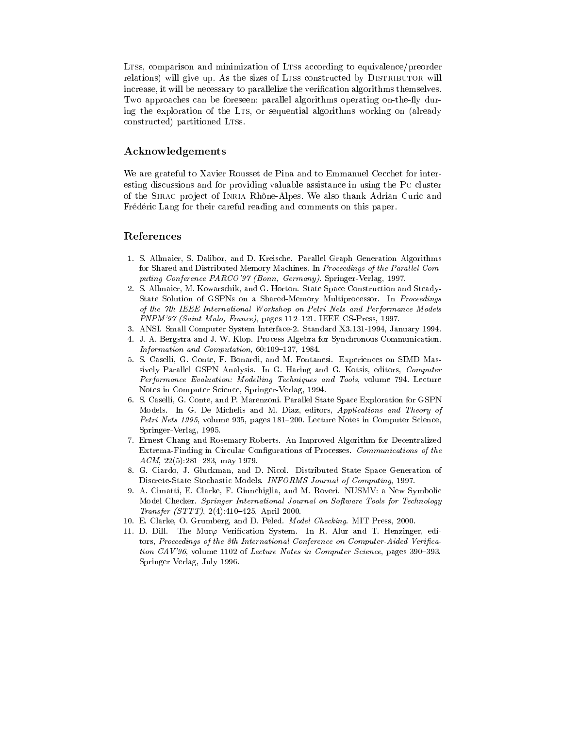LTSs, comparison and minimization of LTSs according to equivalence/preorder relations) will give up. As the sizes of LTSs constructed by DISTRIBUTOR will increase, it will be necessary to parallelize the verification algorithms themselves. Two approaches can be foreseen: parallel algorithms operating on-the-fly during the exploration of the LTS, or sequential algorithms working on (already constructed) partitioned LTSs.

## Acknowledgements

We are grateful to Xavier Rousset de Pina and to Emmanuel Cecchet for interesting discussions and for providing valuable assistance in using the PC cluster of the SIRAC project of INRIA Rhône-Alpes. We also thank Adrian Curic and Frédéric Lang for their careful reading and comments on this paper.

## References

1. S. Allmaier, S. Dalibor, and D. Kreische. Parallel Graph Generation Algorithms for Shared and Distributed Memory Machines. In *Proceedings of the Parallel Computing Conference PARCO'97 (Bonn, Germany)*. Springer-Verlag, 1997.
2. S. Allmaier, M. Kowarschik, and G. Horton. State Space Construction and Steady-State Solution of GSPNs on a Shared-Memory Multiprocessor. In *Proceedings of the 7th IEEE International Workshop on Petri Nets and Performance Models PNPM'97 (Saint Malo, France)*, pages 112–121. IEEE CS-Press, 1997.
3. ANSI. Small Computer System Interface-2. Standard X3.131-1994, January 1994.
4. J. A. Bergstra and J. W. Klop. Process Algebra for Synchronous Communication. *Information and Computation*, 60:109–137, 1984.
5. S. Caselli, G. Conte, F. Bonardi, and M. Fontanesi. Experiences on SIMD Massively Parallel GSPN Analysis. In G. Haring and G. Kotsis, editors, *Computer Performance Evaluation: Modelling Techniques and Tools*, volume 794. Lecture Notes in Computer Science, Springer-Verlag, 1994.
6. S. Caselli, G. Conte, and P. Marenzoni. Parallel State Space Exploration for GSPN Models. In G. De Michelis and M. Diaz, editors, *Applications and Theory of Petri Nets 1995*, volume 935, pages 181–200. Lecture Notes in Computer Science, Springer-Verlag, 1995.
7. Ernest Chang and Rosemary Roberts. An Improved Algorithm for Decentralized Extrema-Finding in Circular Configurations of Processes. *Communications of the ACM*, 22(5):281–283, may 1979.
8. G. Ciardo, J. Gluckman, and D. Nicol. Distributed State Space Generation of Discrete-State Stochastic Models. *INFORMS Journal of Computing*, 1997.
9. A. Cimatti, E. Clarke, F. Giunchiglia, and M. Roveri. NUSMV: a New Symbolic Model Checker. *Springer International Journal on Software Tools for Technology Transfer (STTT)*, 2(4):410–425, April 2000.
10. E. Clarke, O. Grumberg, and D. Peled. *Model Checking*. MIT Press, 2000.
11. D. Dill. The Mur$\varphi$ Verification System. In R. Alur and T. Henzinger, editors, *Proceedings of the 8th International Conference on Computer-Aided Verification CAV'96*, volume 1102 of *Lecture Notes in Computer Science*, pages 390–393. Springer Verlag, July 1996.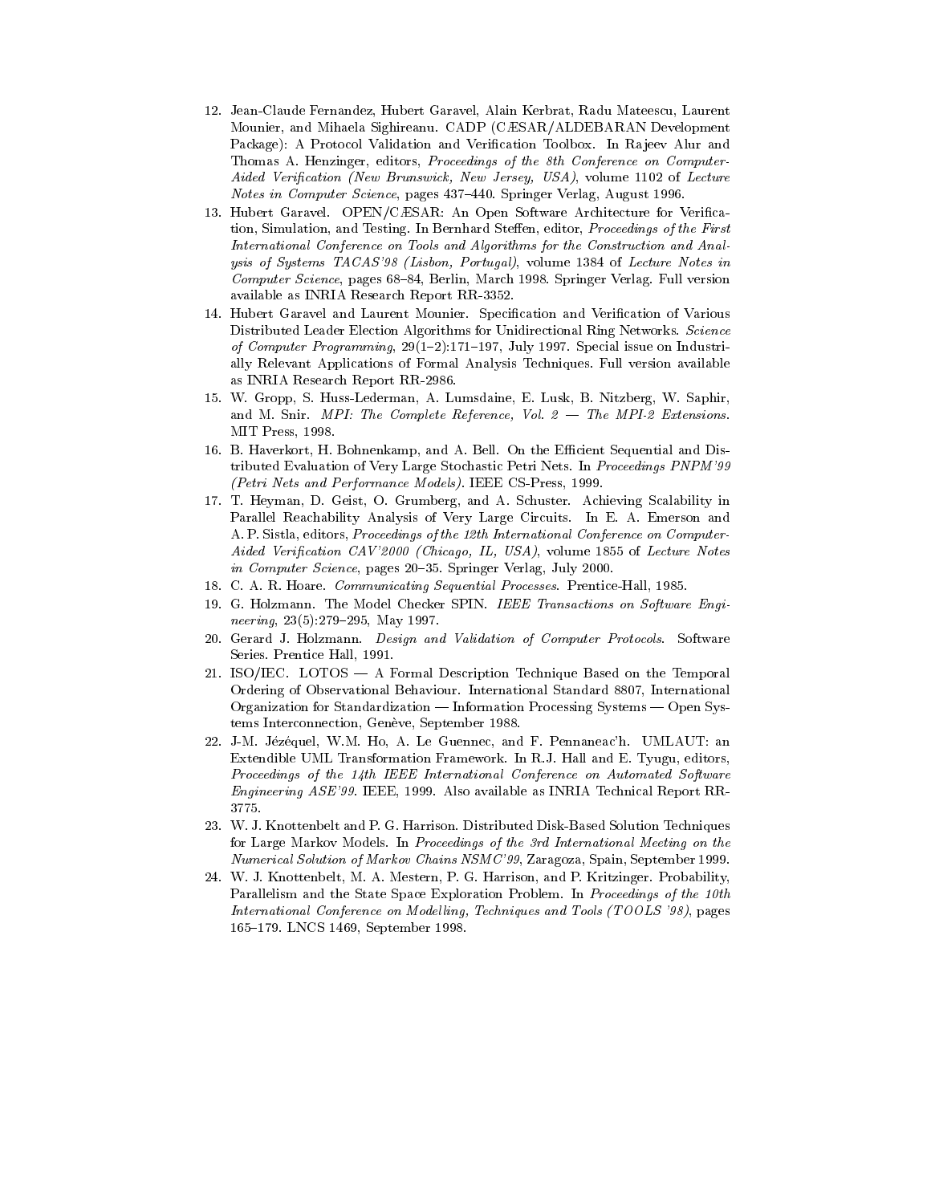12. Jean-Claude Fernandez, Hubert Garavel, Alain Kerbrat, Radu Mateescu, Laurent Mounier, and Mihaela Sighireanu. CADP (CÆSAR/ALDEBARAN Development Package): A Protocol Validation and Verification Toolbox. In Rajeev Alur and Thomas A. Henzinger, editors, *Proceedings of the 8th Conference on Computer-Aided Verification (New Brunswick, New Jersey, USA)*, volume 1102 of *Lecture Notes in Computer Science*, pages 437–440. Springer Verlag, August 1996.
13. Hubert Garavel. OPEN/CÆSAR: An Open Software Architecture for Verification, Simulation, and Testing. In Bernhard Steffen, editor, *Proceedings of the First International Conference on Tools and Algorithms for the Construction and Analysis of Systems TACAS'98 (Lisbon, Portugal)*, volume 1384 of *Lecture Notes in Computer Science*, pages 68–84, Berlin, March 1998. Springer Verlag. Full version available as INRIA Research Report RR-3352.
14. Hubert Garavel and Laurent Mounier. Specification and Verification of Various Distributed Leader Election Algorithms for Unidirectional Ring Networks. *Science of Computer Programming*, 29(1–2):171–197, July 1997. Special issue on Industrially Relevant Applications of Formal Analysis Techniques. Full version available as INRIA Research Report RR-2986.
15. W. Gropp, S. Huss-Lederman, A. Lumsdaine, E. Lusk, B. Nitzberg, W. Saphir, and M. Snir. *MPI: The Complete Reference, Vol. 2 — The MPI-2 Extensions*. MIT Press, 1998.
16. B. Haverkort, H. Bohnenkamp, and A. Bell. On the Efficient Sequential and Distributed Evaluation of Very Large Stochastic Petri Nets. In *Proceedings PNPM'99 (Petri Nets and Performance Models)*. IEEE CS-Press, 1999.
17. T. Heyman, D. Geist, O. Grumberg, and A. Schuster. Achieving Scalability in Parallel Reachability Analysis of Very Large Circuits. In E. A. Emerson and A. P. Sistla, editors, *Proceedings of the 12th International Conference on Computer-Aided Verification CAV'2000 (Chicago, IL, USA)*, volume 1855 of *Lecture Notes in Computer Science*, pages 20–35. Springer Verlag, July 2000.
18. C. A. R. Hoare. *Communicating Sequential Processes*. Prentice-Hall, 1985.
19. G. Holzmann. The Model Checker SPIN. *IEEE Transactions on Software Engineering*, 23(5):279–295, May 1997.
20. Gerard J. Holzmann. *Design and Validation of Computer Protocols*. Software Series. Prentice Hall, 1991.
21. ISO/IEC. LOTOS — A Formal Description Technique Based on the Temporal Ordering of Observational Behaviour. International Standard 8807, International Organization for Standardization — Information Processing Systems — Open Systems Interconnection, Genève, September 1988.
22. J-M. Jézéquel, W.M. Ho, A. Le Guennec, and F. Pennaneac'h. UMLAUT: an Extendible UML Transformation Framework. In R.J. Hall and E. Tyugu, editors, *Proceedings of the 14th IEEE International Conference on Automated Software Engineering ASE'99*. IEEE, 1999. Also available as INRIA Technical Report RR-3775.
23. W. J. Knottenbelt and P. G. Harrison. Distributed Disk-Based Solution Techniques for Large Markov Models. In *Proceedings of the 3rd International Meeting on the Numerical Solution of Markov Chains NSMC'99*, Zaragoza, Spain, September 1999.
24. W. J. Knottenbelt, M. A. Mestern, P. G. Harrison, and P. Kritzinger. Probability, Parallelism and the State Space Exploration Problem. In *Proceedings of the 10th International Conference on Modelling, Techniques and Tools (TOOLS '98)*, pages 165–179. LNCS 1469, September 1998.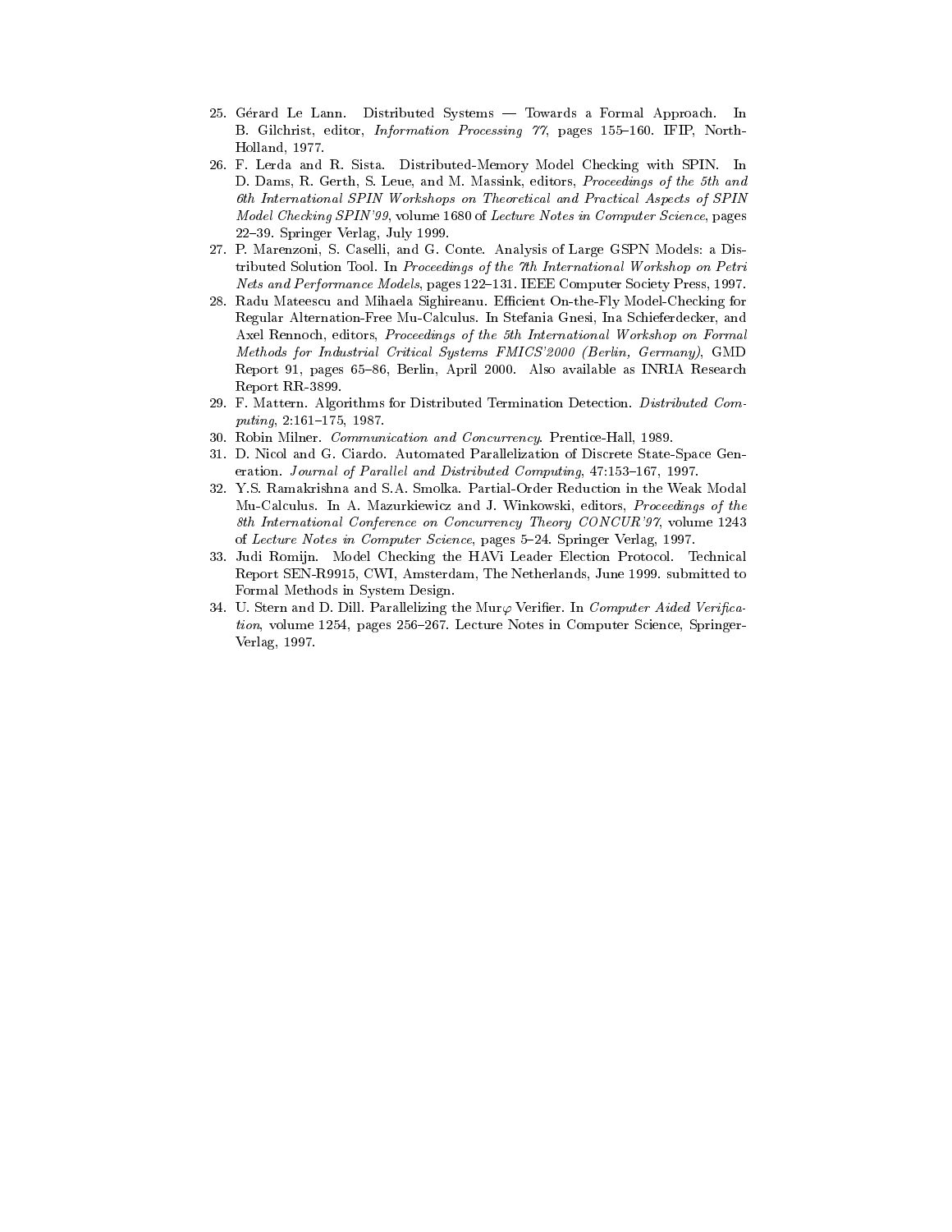25. Gérard Le Lann. Distributed Systems — Towards a Formal Approach. In B. Gilchrist, editor, *Information Processing 77*, pages 155–160. IFIP, North-Holland, 1977.
26. F. Lerda and R. Sista. Distributed-Memory Model Checking with SPIN. In D. Dams, R. Gerth, S. Leue, and M. Massink, editors, *Proceedings of the 5th and 6th International SPIN Workshops on Theoretical and Practical Aspects of SPIN Model Checking SPIN'99*, volume 1680 of *Lecture Notes in Computer Science*, pages 22–39. Springer Verlag, July 1999.
27. P. Marenzoni, S. Caselli, and G. Conte. Analysis of Large GSPN Models: a Distributed Solution Tool. In *Proceedings of the 7th International Workshop on Petri Nets and Performance Models*, pages 122–131. IEEE Computer Society Press, 1997.
28. Radu Mateescu and Mihaela Sighireanu. Efficient On-the-Fly Model-Checking for Regular Alternation-Free Mu-Calculus. In Stefania Gnesi, Ina Schieferdecker, and Axel Rennoch, editors, *Proceedings of the 5th International Workshop on Formal Methods for Industrial Critical Systems FMICS'2000 (Berlin, Germany)*, GMD Report 91, pages 65–86, Berlin, April 2000. Also available as INRIA Research Report RR-3899.
29. F. Mattern. Algorithms for Distributed Termination Detection. *Distributed Computing*, 2:161–175, 1987.
30. Robin Milner. *Communication and Concurrency*. Prentice-Hall, 1989.
31. D. Nicol and G. Ciardo. Automated Parallelization of Discrete State-Space Generation. *Journal of Parallel and Distributed Computing*, 47:153–167, 1997.
32. Y.S. Ramakrishna and S.A. Smolka. Partial-Order Reduction in the Weak Modal Mu-Calculus. In A. Mazurkiewicz and J. Winkowski, editors, *Proceedings of the 8th International Conference on Concurrency Theory CONCUR'97*, volume 1243 of *Lecture Notes in Computer Science*, pages 5–24. Springer Verlag, 1997.
33. Judi Romijn. Model Checking the HAVi Leader Election Protocol. Technical Report SEN-R9915, CWI, Amsterdam, The Netherlands, June 1999. submitted to Formal Methods in System Design.
34. U. Stern and D. Dill. Parallelizing the Mur$\varphi$ Verifier. In *Computer Aided Verification*, volume 1254, pages 256–267. Lecture Notes in Computer Science, Springer-Verlag, 1997.